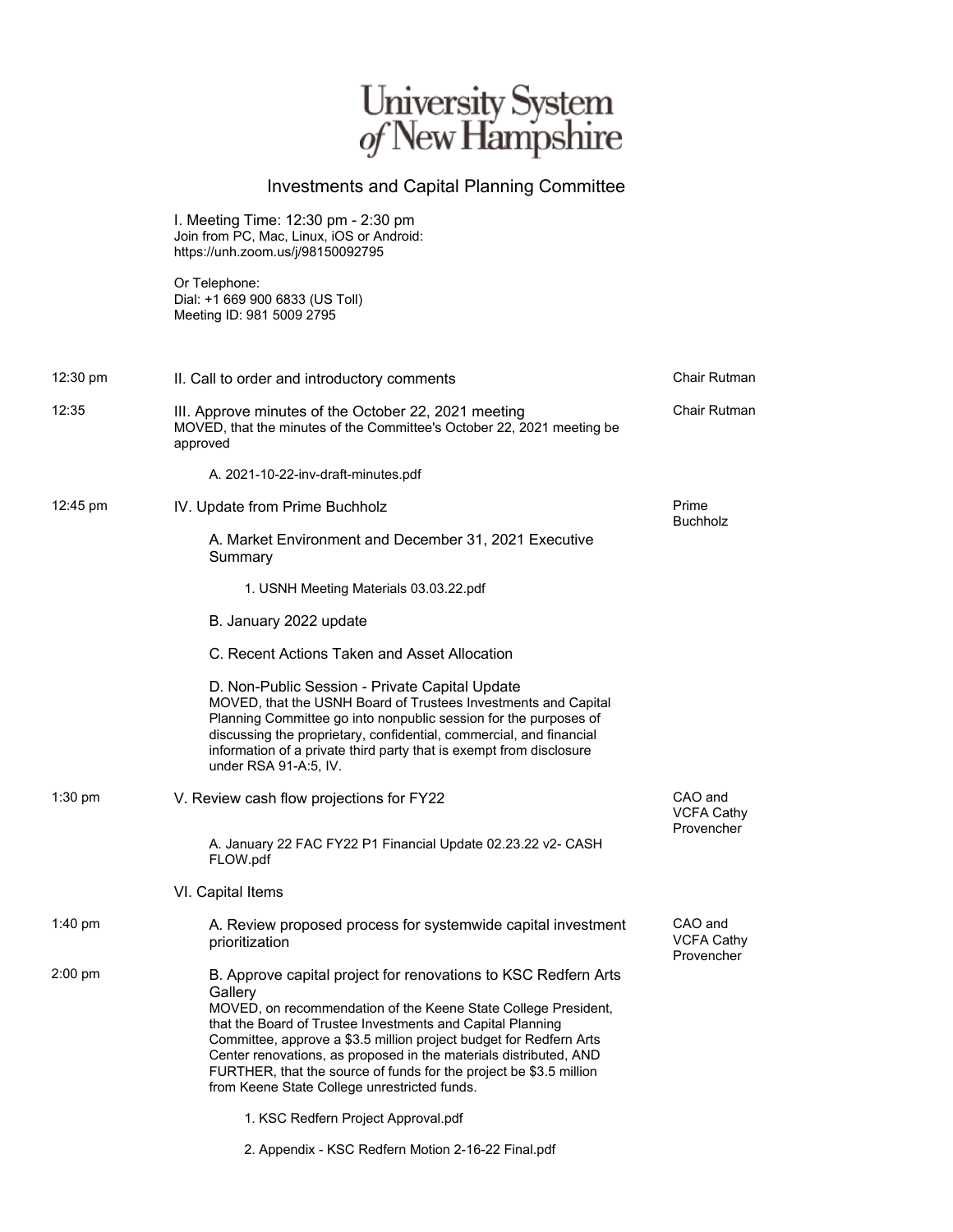# University System of New Hampshire

## Investments and Capital Planning Committee

I. Meeting Time: 12:30 pm - 2:30 pm
Join from PC, Mac, Linux, iOS or Android:
https://unh.zoom.us/j/98150092795

Or Telephone:
Dial: +1 669 900 6833 (US Toll)
Meeting ID: 981 5009 2795

| Time | Item | Presenter |
|---|---|---|
| 12:30 pm | II. Call to order and introductory comments | Chair Rutman |
| 12:35 | III. Approve minutes of the October 22, 2021 meeting<br>MOVED, that the minutes of the Committee's October 22, 2021 meeting be approved<br><br>A. 2021-10-22-inv-draft-minutes.pdf | Chair Rutman |
| 12:45 pm | IV. Update from Prime Buchholz<br><br>A. Market Environment and December 31, 2021 Executive Summary<br><br>1. USNH Meeting Materials 03.03.22.pdf<br><br>B. January 2022 update<br><br>C. Recent Actions Taken and Asset Allocation<br><br>D. Non-Public Session - Private Capital Update<br>MOVED, that the USNH Board of Trustees Investments and Capital Planning Committee go into nonpublic session for the purposes of discussing the proprietary, confidential, commercial, and financial information of a private third party that is exempt from disclosure under RSA 91-A:5, IV. | Prime Buchholz |
| 1:30 pm | V. Review cash flow projections for FY22<br><br>A. January 22 FAC FY22 P1 Financial Update 02.23.22 v2- CASH FLOW.pdf | CAO and VCFA Cathy Provencher |
| | VI. Capital Items | |
| 1:40 pm | A. Review proposed process for systemwide capital investment prioritization | CAO and VCFA Cathy Provencher |
| 2:00 pm | B. Approve capital project for renovations to KSC Redfern Arts Gallery<br>MOVED, on recommendation of the Keene State College President, that the Board of Trustee Investments and Capital Planning Committee, approve a $3.5 million project budget for Redfern Arts Center renovations, as proposed in the materials distributed, AND FURTHER, that the source of funds for the project be $3.5 million from Keene State College unrestricted funds.<br><br>1. KSC Redfern Project Approval.pdf<br><br>2. Appendix - KSC Redfern Motion 2-16-22 Final.pdf | |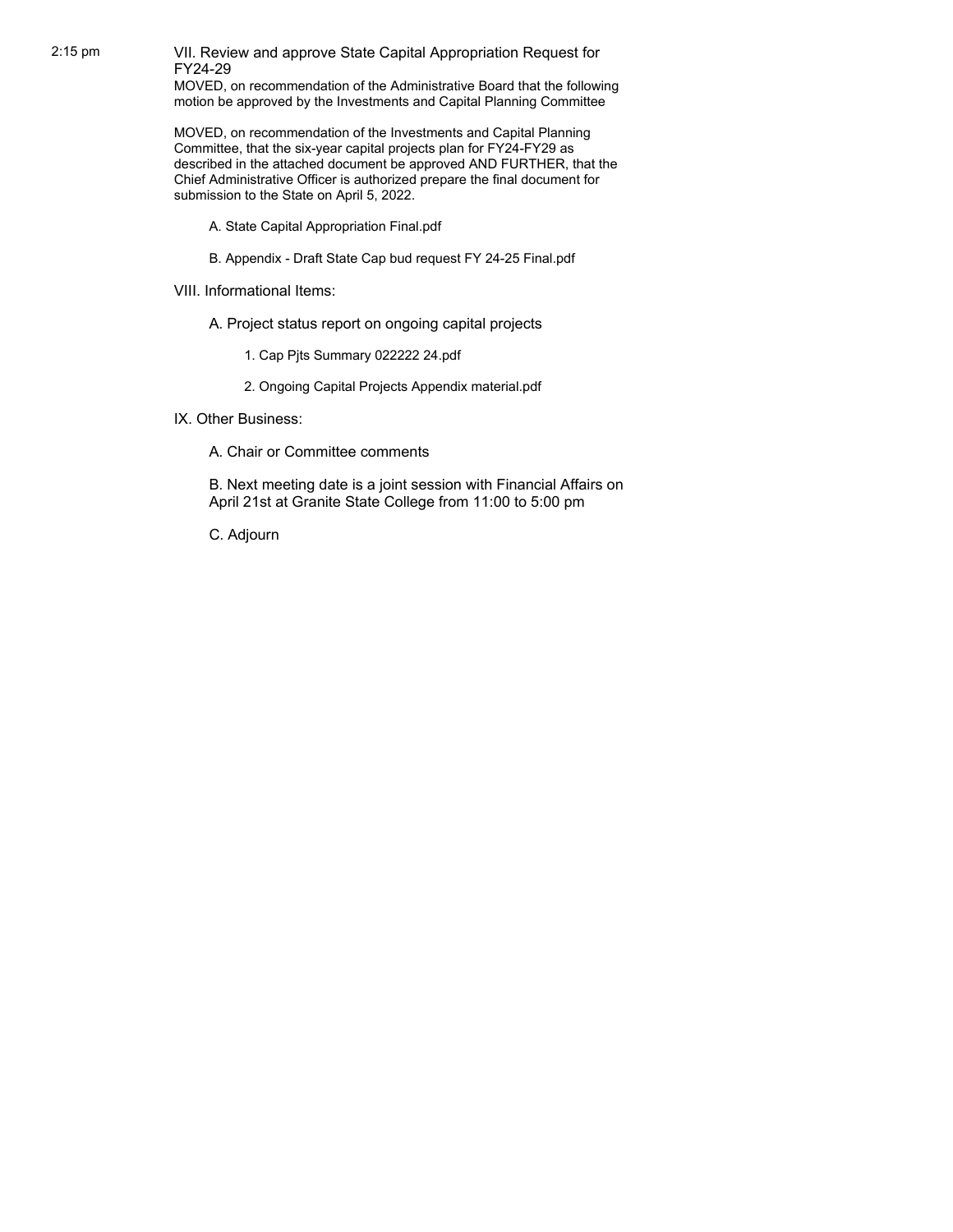2:15 pm

VII. Review and approve State Capital Appropriation Request for FY24-29

MOVED, on recommendation of the Administrative Board that the following motion be approved by the Investments and Capital Planning Committee

MOVED, on recommendation of the Investments and Capital Planning Committee, that the six-year capital projects plan for FY24-FY29 as described in the attached document be approved AND FURTHER, that the Chief Administrative Officer is authorized prepare the final document for submission to the State on April 5, 2022.

- A. State Capital Appropriation Final.pdf
- B. Appendix - Draft State Cap bud request FY 24-25 Final.pdf

VIII. Informational Items:

- A. Project status report on ongoing capital projects
  1. Cap Pjts Summary 022222 24.pdf
  2. Ongoing Capital Projects Appendix material.pdf

IX. Other Business:

- A. Chair or Committee comments
- B. Next meeting date is a joint session with Financial Affairs on April 21st at Granite State College from 11:00 to 5:00 pm
- C. Adjourn